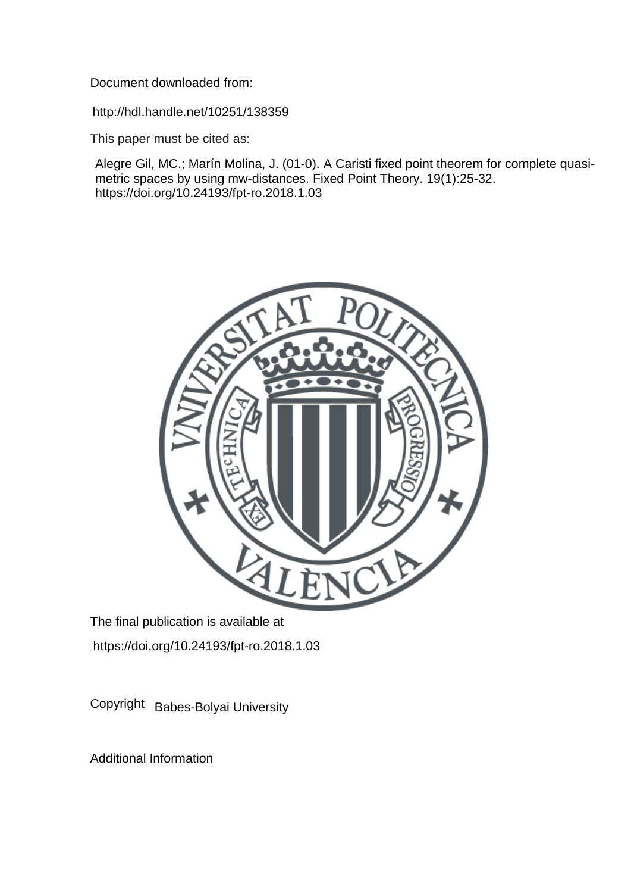Document downloaded from:

http://hdl.handle.net/10251/138359

This paper must be cited as:

Alegre Gil, MC.; Marín Molina, J. (01-0). A Caristi fixed point theorem for complete quasi-metric spaces by using mw-distances. Fixed Point Theory. 19(1):25-32. https://doi.org/10.24193/fpt-ro.2018.1.03

The final publication is available at

https://doi.org/10.24193/fpt-ro.2018.1.03

Copyright Babes-Bolyai University

Additional Information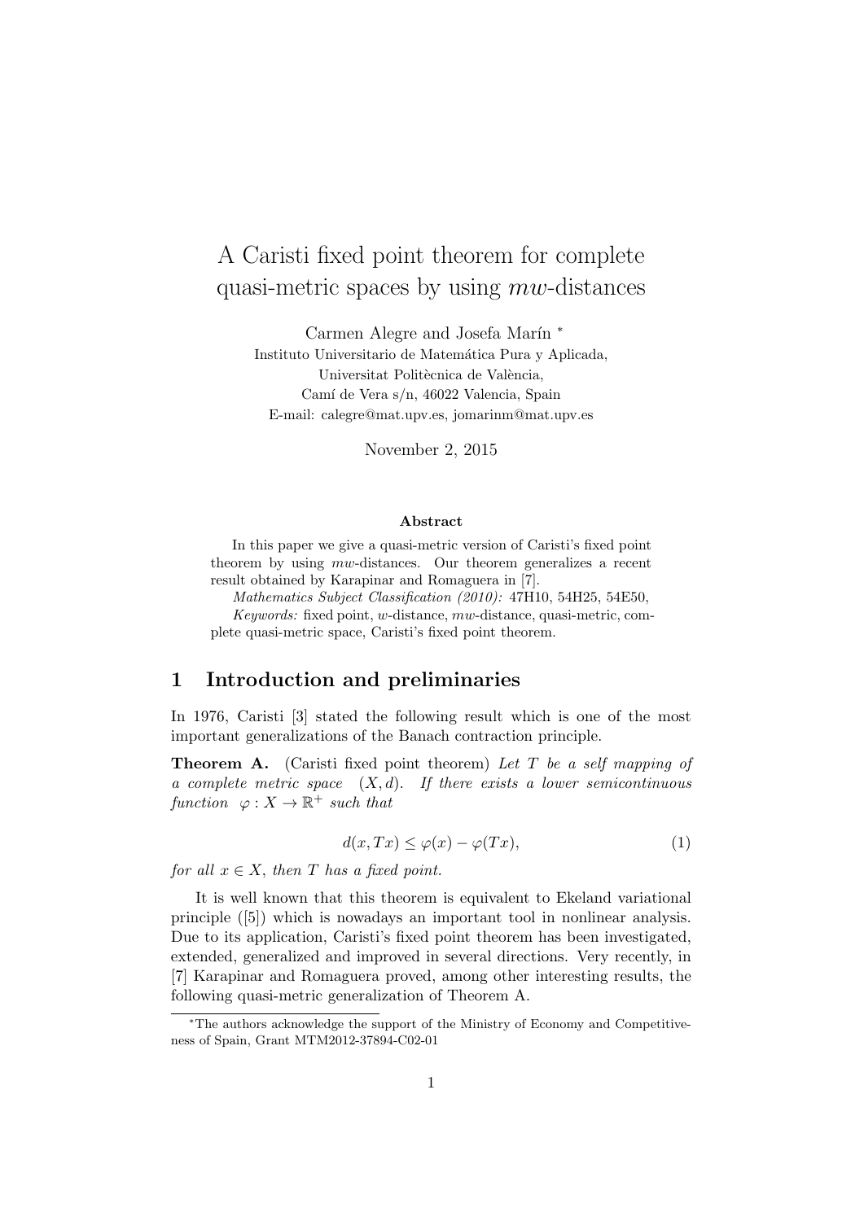# A Caristi fixed point theorem for complete quasi-metric spaces by using $mw$-distances

Carmen Alegre and Josefa Marín *

Instituto Universitario de Matemática Pura y Aplicada,
Universitat Politècnica de València,
Camí de Vera s/n, 46022 Valencia, Spain
E-mail: calegre@mat.upv.es, jomarinm@mat.upv.es

November 2, 2015

### Abstract

In this paper we give a quasi-metric version of Caristi's fixed point theorem by using $mw$-distances. Our theorem generalizes a recent result obtained by Karapinar and Romaguera in [7].

*Mathematics Subject Classification (2010):* 47H10, 54H25, 54E50,

*Keywords:* fixed point, $w$-distance, $mw$-distance, quasi-metric, complete quasi-metric space, Caristi's fixed point theorem.

## 1 Introduction and preliminaries

In 1976, Caristi [3] stated the following result which is one of the most important generalizations of the Banach contraction principle.

**Theorem A.** (Caristi fixed point theorem) *Let $T$ be a self mapping of a complete metric space $(X, d)$. If there exists a lower semicontinuous function $\varphi : X \to \mathbb{R}^+$ such that*

$$d(x, Tx) \leq \varphi(x) - \varphi(Tx), \tag{1}$$

*for all $x \in X$, then $T$ has a fixed point.*

It is well known that this theorem is equivalent to Ekeland variational principle ([5]) which is nowadays an important tool in nonlinear analysis. Due to its application, Caristi's fixed point theorem has been investigated, extended, generalized and improved in several directions. Very recently, in [7] Karapinar and Romaguera proved, among other interesting results, the following quasi-metric generalization of Theorem A.

*The authors acknowledge the support of the Ministry of Economy and Competitiveness of Spain, Grant MTM2012-37894-C02-01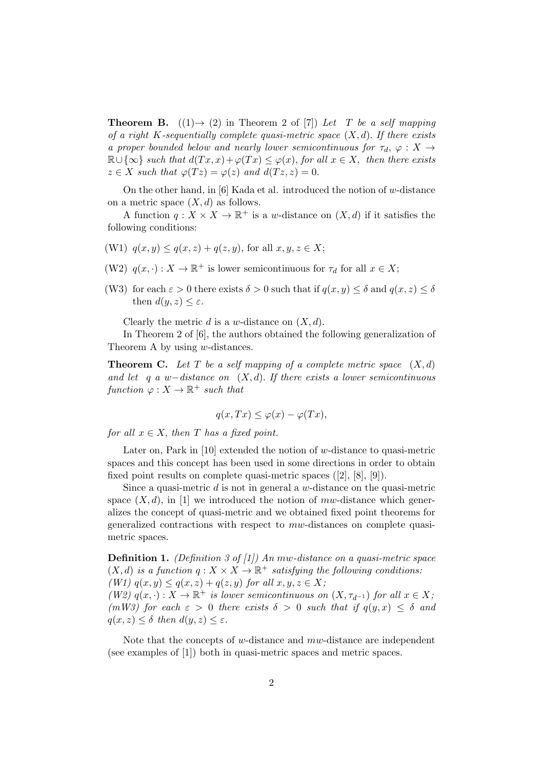**Theorem B.** ((1)→ (2) in Theorem 2 of [7]) *Let $T$ be a self mapping of a right $K$-sequentially complete quasi-metric space $(X, d)$. If there exists a proper bounded below and nearly lower semicontinuous for $\tau_d$, $\varphi : X \to \mathbb{R}\cup\{\infty\}$ such that $d(Tx, x)+\varphi(Tx) \leq \varphi(x)$, for all $x \in X$, then there exists $z \in X$ such that $\varphi(Tz) = \varphi(z)$ and $d(Tz, z) = 0$.*

On the other hand, in [6] Kada et al. introduced the notion of $w$-distance on a metric space $(X, d)$ as follows.

A function $q : X \times X \to \mathbb{R}^+$ is a $w$-distance on $(X, d)$ if it satisfies the following conditions:

(W1) $q(x, y) \leq q(x, z) + q(z, y)$, for all $x, y, z \in X$;

(W2) $q(x, \cdot) : X \to \mathbb{R}^+$ is lower semicontinuous for $\tau_d$ for all $x \in X$;

(W3) for each $\varepsilon > 0$ there exists $\delta > 0$ such that if $q(x, y) \leq \delta$ and $q(x, z) \leq \delta$ then $d(y, z) \leq \varepsilon$.

Clearly the metric $d$ is a $w$-distance on $(X, d)$.

In Theorem 2 of [6], the authors obtained the following generalization of Theorem A by using $w$-distances.

**Theorem C.** *Let $T$ be a self mapping of a complete metric space $(X, d)$ and let $q$ a $w-$distance on $(X, d)$. If there exists a lower semicontinuous function $\varphi : X \to \mathbb{R}^+$ such that*

$$q(x, Tx) \leq \varphi(x) - \varphi(Tx),$$

*for all $x \in X$, then $T$ has a fixed point.*

Later on, Park in [10] extended the notion of $w$-distance to quasi-metric spaces and this concept has been used in some directions in order to obtain fixed point results on complete quasi-metric spaces ([2], [8], [9]).

Since a quasi-metric $d$ is not in general a $w$-distance on the quasi-metric space $(X, d)$, in [1] we introduced the notion of $mw$-distance which generalizes the concept of quasi-metric and we obtained fixed point theorems for generalized contractions with respect to $mw$-distances on complete quasi-metric spaces.

**Definition 1.** *(Definition 3 of [1]) An mw-distance on a quasi-metric space $(X, d)$ is a function $q : X \times X \to \mathbb{R}^+$ satisfying the following conditions:*
*(W1) $q(x, y) \leq q(x, z) + q(z, y)$ for all $x, y, z \in X$;*
*(W2) $q(x, \cdot) : X \to \mathbb{R}^+$ is lower semicontinuous on $(X, \tau_{d^{-1}})$ for all $x \in X$;*
*(mW3) for each $\varepsilon > 0$ there exists $\delta > 0$ such that if $q(y, x) \leq \delta$ and $q(x, z) \leq \delta$ then $d(y, z) \leq \varepsilon$.*

Note that the concepts of $w$-distance and $mw$-distance are independent (see examples of [1]) both in quasi-metric spaces and metric spaces.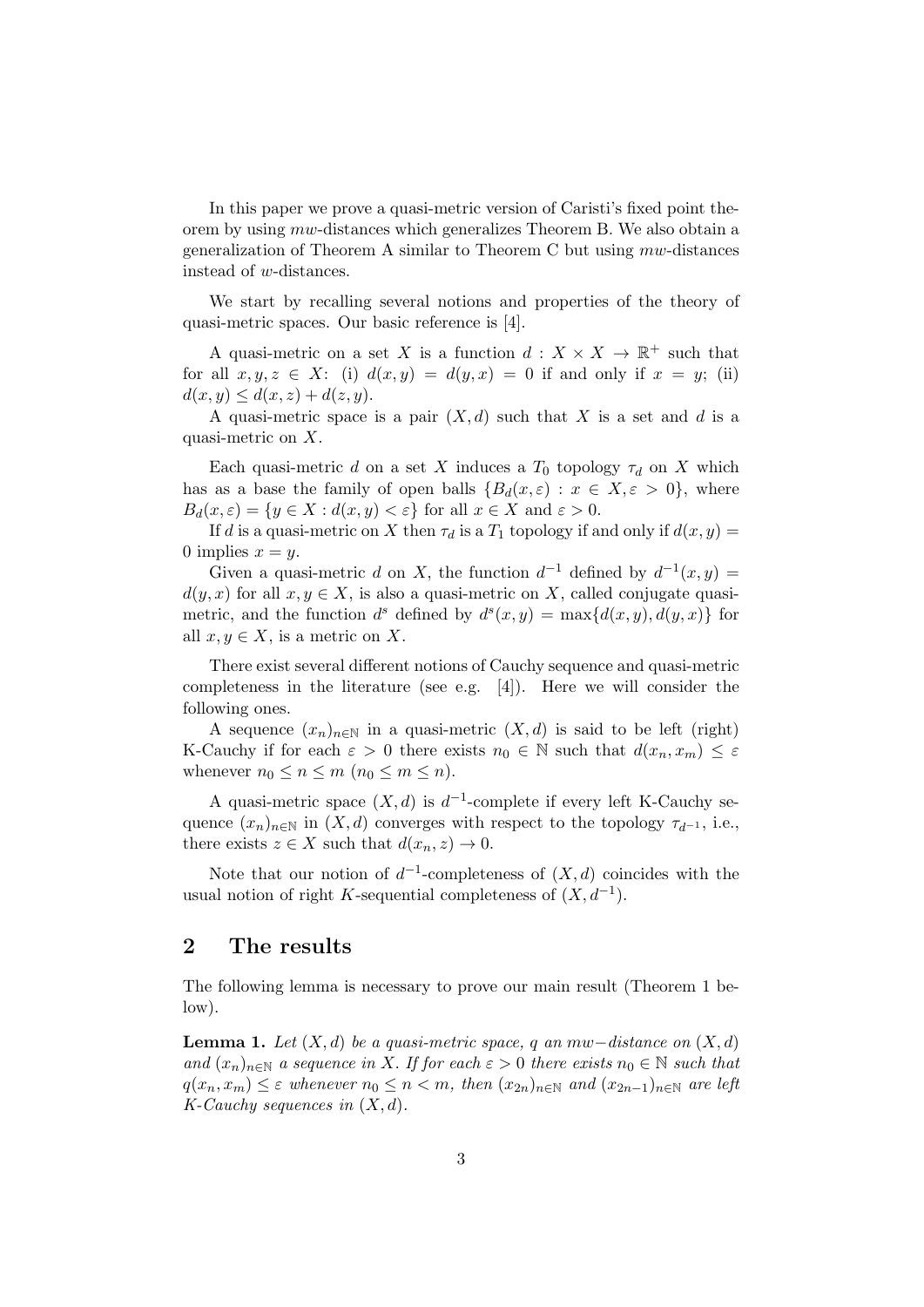In this paper we prove a quasi-metric version of Caristi's fixed point theorem by using $mw$-distances which generalizes Theorem B. We also obtain a generalization of Theorem A similar to Theorem C but using $mw$-distances instead of $w$-distances.

We start by recalling several notions and properties of the theory of quasi-metric spaces. Our basic reference is [4].

A quasi-metric on a set $X$ is a function $d : X \times X \to \mathbb{R}^+$ such that for all $x, y, z \in X$: (i) $d(x, y) = d(y, x) = 0$ if and only if $x = y$; (ii) $d(x, y) \leq d(x, z) + d(z, y)$.

A quasi-metric space is a pair $(X, d)$ such that $X$ is a set and $d$ is a quasi-metric on $X$.

Each quasi-metric $d$ on a set $X$ induces a $T_0$ topology $\tau_d$ on $X$ which has as a base the family of open balls $\{B_d(x, \varepsilon) : x \in X, \varepsilon > 0\}$, where $B_d(x, \varepsilon) = \{y \in X : d(x, y) < \varepsilon\}$ for all $x \in X$ and $\varepsilon > 0$.

If $d$ is a quasi-metric on $X$ then $\tau_d$ is a $T_1$ topology if and only if $d(x, y) = 0$ implies $x = y$.

Given a quasi-metric $d$ on $X$, the function $d^{-1}$ defined by $d^{-1}(x, y) = d(y, x)$ for all $x, y \in X$, is also a quasi-metric on $X$, called conjugate quasi-metric, and the function $d^s$ defined by $d^s(x, y) = \max\{d(x, y), d(y, x)\}$ for all $x, y \in X$, is a metric on $X$.

There exist several different notions of Cauchy sequence and quasi-metric completeness in the literature (see e.g. [4]). Here we will consider the following ones.

A sequence $(x_n)_{n\in\mathbb{N}}$ in a quasi-metric $(X, d)$ is said to be left (right) K-Cauchy if for each $\varepsilon > 0$ there exists $n_0 \in \mathbb{N}$ such that $d(x_n, x_m) \leq \varepsilon$ whenever $n_0 \leq n \leq m$ ($n_0 \leq m \leq n$).

A quasi-metric space $(X, d)$ is $d^{-1}$-complete if every left K-Cauchy sequence $(x_n)_{n\in\mathbb{N}}$ in $(X, d)$ converges with respect to the topology $\tau_{d^{-1}}$, i.e., there exists $z \in X$ such that $d(x_n, z) \to 0$.

Note that our notion of $d^{-1}$-completeness of $(X, d)$ coincides with the usual notion of right $K$-sequential completeness of $(X, d^{-1})$.

## 2 The results

The following lemma is necessary to prove our main result (Theorem 1 below).

**Lemma 1.** *Let $(X, d)$ be a quasi-metric space, $q$ an $mw-$distance on $(X, d)$ and $(x_n)_{n\in\mathbb{N}}$ a sequence in $X$. If for each $\varepsilon > 0$ there exists $n_0 \in \mathbb{N}$ such that $q(x_n, x_m) \leq \varepsilon$ whenever $n_0 \leq n < m$, then $(x_{2n})_{n\in\mathbb{N}}$ and $(x_{2n-1})_{n\in\mathbb{N}}$ are left K-Cauchy sequences in $(X, d)$.*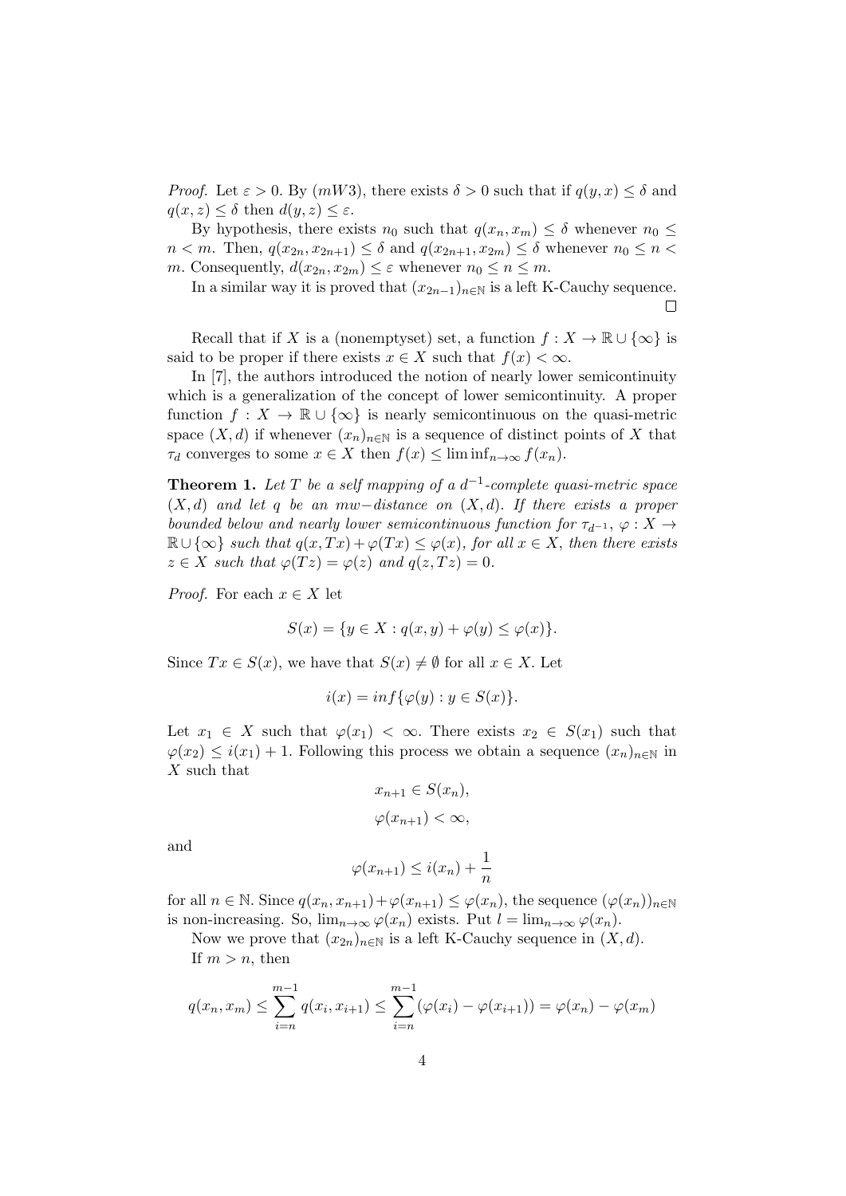*Proof.* Let $\varepsilon > 0$. By $(mW3)$, there exists $\delta > 0$ such that if $q(y, x) \leq \delta$ and $q(x, z) \leq \delta$ then $d(y, z) \leq \varepsilon$.

By hypothesis, there exists $n_0$ such that $q(x_n, x_m) \leq \delta$ whenever $n_0 \leq n < m$. Then, $q(x_{2n}, x_{2n+1}) \leq \delta$ and $q(x_{2n+1}, x_{2m}) \leq \delta$ whenever $n_0 \leq n < m$. Consequently, $d(x_{2n}, x_{2m}) \leq \varepsilon$ whenever $n_0 \leq n \leq m$.

In a similar way it is proved that $(x_{2n-1})_{n\in\mathbb{N}}$ is a left K-Cauchy sequence. □

Recall that if $X$ is a (nonemptyset) set, a function $f : X \to \mathbb{R} \cup \{\infty\}$ is said to be proper if there exists $x \in X$ such that $f(x) < \infty$.

In [7], the authors introduced the notion of nearly lower semicontinuity which is a generalization of the concept of lower semicontinuity. A proper function $f : X \to \mathbb{R} \cup \{\infty\}$ is nearly semicontinuous on the quasi-metric space $(X, d)$ if whenever $(x_n)_{n\in\mathbb{N}}$ is a sequence of distinct points of $X$ that $\tau_d$ converges to some $x \in X$ then $f(x) \leq \liminf_{n\to\infty} f(x_n)$.

**Theorem 1.** *Let $T$ be a self mapping of a $d^{-1}$-complete quasi-metric space $(X, d)$ and let $q$ be an $mw-$distance on $(X, d)$. If there exists a proper bounded below and nearly lower semicontinuous function for $\tau_{d^{-1}}$, $\varphi : X \to \mathbb{R} \cup \{\infty\}$ such that $q(x, Tx) + \varphi(Tx) \leq \varphi(x)$, for all $x \in X$, then there exists $z \in X$ such that $\varphi(Tz) = \varphi(z)$ and $q(z, Tz) = 0$.*

*Proof.* For each $x \in X$ let

$$S(x) = \{y \in X : q(x, y) + \varphi(y) \leq \varphi(x)\}.$$

Since $Tx \in S(x)$, we have that $S(x) \neq \emptyset$ for all $x \in X$. Let

$$i(x) = inf\{\varphi(y) : y \in S(x)\}.$$

Let $x_1 \in X$ such that $\varphi(x_1) < \infty$. There exists $x_2 \in S(x_1)$ such that $\varphi(x_2) \leq i(x_1) + 1$. Following this process we obtain a sequence $(x_n)_{n\in\mathbb{N}}$ in $X$ such that

$$x_{n+1} \in S(x_n),$$

$$\varphi(x_{n+1}) < \infty,$$

and

$$\varphi(x_{n+1}) \leq i(x_n) + \frac{1}{n}$$

for all $n \in \mathbb{N}$. Since $q(x_n, x_{n+1}) + \varphi(x_{n+1}) \leq \varphi(x_n)$, the sequence $(\varphi(x_n))_{n\in\mathbb{N}}$ is non-increasing. So, $\lim_{n\to\infty} \varphi(x_n)$ exists. Put $l = \lim_{n\to\infty} \varphi(x_n)$.

Now we prove that $(x_{2n})_{n\in\mathbb{N}}$ is a left K-Cauchy sequence in $(X, d)$.

If $m > n$, then

$$q(x_n, x_m) \leq \sum_{i=n}^{m-1} q(x_i, x_{i+1}) \leq \sum_{i=n}^{m-1} (\varphi(x_i) - \varphi(x_{i+1})) = \varphi(x_n) - \varphi(x_m)$$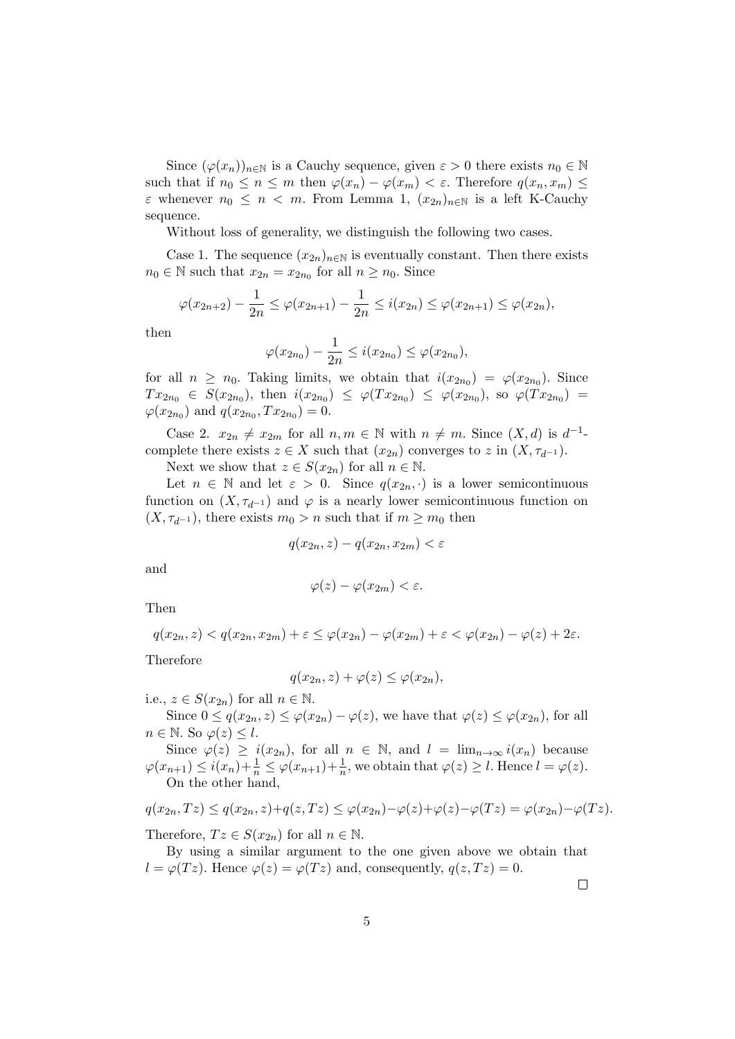Since $(\varphi(x_n))_{n\in\mathbb{N}}$ is a Cauchy sequence, given $\varepsilon > 0$ there exists $n_0 \in \mathbb{N}$ such that if $n_0 \leq n \leq m$ then $\varphi(x_n) - \varphi(x_m) < \varepsilon$. Therefore $q(x_n, x_m) \leq \varepsilon$ whenever $n_0 \leq n < m$. From Lemma 1, $(x_{2n})_{n\in\mathbb{N}}$ is a left K-Cauchy sequence.

Without loss of generality, we distinguish the following two cases.

Case 1. The sequence $(x_{2n})_{n\in\mathbb{N}}$ is eventually constant. Then there exists $n_0 \in \mathbb{N}$ such that $x_{2n} = x_{2n_0}$ for all $n \geq n_0$. Since

$$\varphi(x_{2n+2}) - \frac{1}{2n} \leq \varphi(x_{2n+1}) - \frac{1}{2n} \leq i(x_{2n}) \leq \varphi(x_{2n+1}) \leq \varphi(x_{2n}),$$

then

$$\varphi(x_{2n_0}) - \frac{1}{2n} \leq i(x_{2n_0}) \leq \varphi(x_{2n_0}),$$

for all $n \geq n_0$. Taking limits, we obtain that $i(x_{2n_0}) = \varphi(x_{2n_0})$. Since $Tx_{2n_0} \in S(x_{2n_0})$, then $i(x_{2n_0}) \leq \varphi(Tx_{2n_0}) \leq \varphi(x_{2n_0})$, so $\varphi(Tx_{2n_0}) = \varphi(x_{2n_0})$ and $q(x_{2n_0}, Tx_{2n_0}) = 0$.

Case 2. $x_{2n} \neq x_{2m}$ for all $n, m \in \mathbb{N}$ with $n \neq m$. Since $(X, d)$ is $d^{-1}$-complete there exists $z \in X$ such that $(x_{2n})$ converges to $z$ in $(X, \tau_{d^{-1}})$.

Next we show that $z \in S(x_{2n})$ for all $n \in \mathbb{N}$.

Let $n \in \mathbb{N}$ and let $\varepsilon > 0$. Since $q(x_{2n}, \cdot)$ is a lower semicontinuous function on $(X, \tau_{d^{-1}})$ and $\varphi$ is a nearly lower semicontinuous function on $(X, \tau_{d^{-1}})$, there exists $m_0 > n$ such that if $m \geq m_0$ then

$$q(x_{2n}, z) - q(x_{2n}, x_{2m}) < \varepsilon$$

and

$$\varphi(z) - \varphi(x_{2m}) < \varepsilon.$$

Then

$$q(x_{2n}, z) < q(x_{2n}, x_{2m}) + \varepsilon \leq \varphi(x_{2n}) - \varphi(x_{2m}) + \varepsilon < \varphi(x_{2n}) - \varphi(z) + 2\varepsilon.$$

Therefore

$$q(x_{2n}, z) + \varphi(z) \leq \varphi(x_{2n}),$$

i.e., $z \in S(x_{2n})$ for all $n \in \mathbb{N}$.

Since $0 \leq q(x_{2n}, z) \leq \varphi(x_{2n}) - \varphi(z)$, we have that $\varphi(z) \leq \varphi(x_{2n})$, for all $n \in \mathbb{N}$. So $\varphi(z) \leq l$.

Since $\varphi(z) \geq i(x_{2n})$, for all $n \in \mathbb{N}$, and $l = \lim_{n\to\infty} i(x_n)$ because $\varphi(x_{n+1}) \leq i(x_n) + \frac{1}{n} \leq \varphi(x_{n+1}) + \frac{1}{n}$, we obtain that $\varphi(z) \geq l$. Hence $l = \varphi(z)$.

On the other hand,

$$q(x_{2n}, Tz) \leq q(x_{2n}, z) + q(z, Tz) \leq \varphi(x_{2n}) - \varphi(z) + \varphi(z) - \varphi(Tz) = \varphi(x_{2n}) - \varphi(Tz).$$

Therefore, $Tz \in S(x_{2n})$ for all $n \in \mathbb{N}$.

By using a similar argument to the one given above we obtain that $l = \varphi(Tz)$. Hence $\varphi(z) = \varphi(Tz)$ and, consequently, $q(z, Tz) = 0$.

□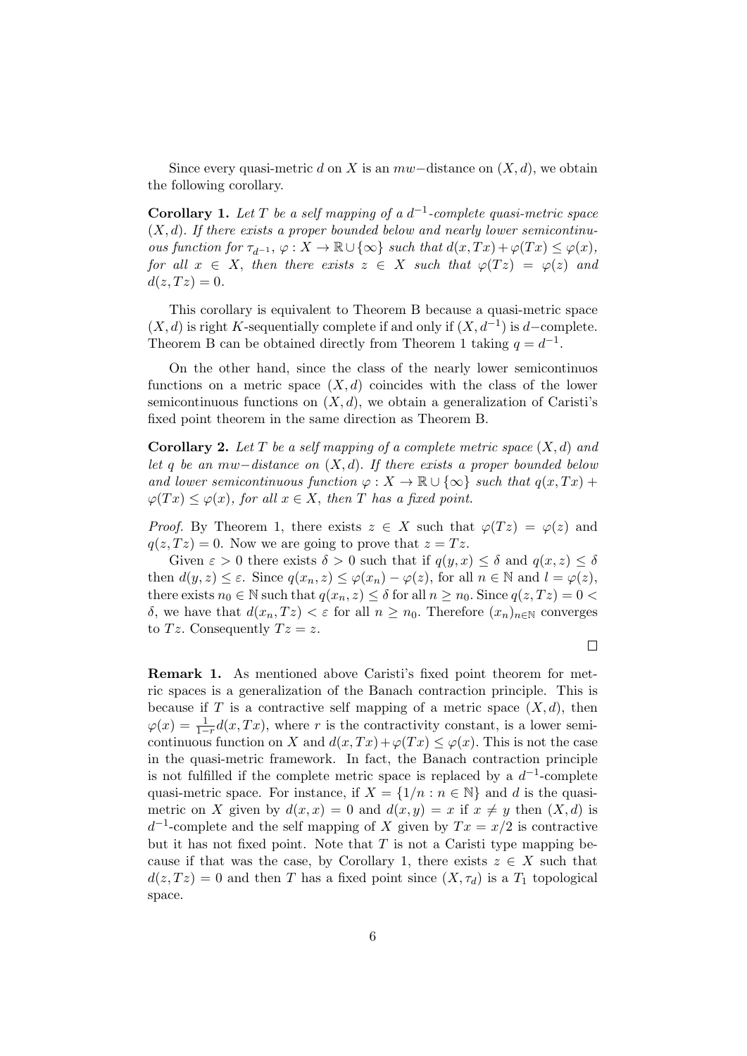Since every quasi-metric $d$ on $X$ is an $mw-$distance on $(X, d)$, we obtain the following corollary.

**Corollary 1.** *Let $T$ be a self mapping of a $d^{-1}$-complete quasi-metric space $(X, d)$. If there exists a proper bounded below and nearly lower semicontinuous function for $\tau_{d^{-1}}$, $\varphi : X \to \mathbb{R} \cup \{\infty\}$ such that $d(x, Tx) + \varphi(Tx) \leq \varphi(x)$, for all $x \in X$, then there exists $z \in X$ such that $\varphi(Tz) = \varphi(z)$ and $d(z, Tz) = 0$.*

This corollary is equivalent to Theorem B because a quasi-metric space $(X, d)$ is right $K$-sequentially complete if and only if $(X, d^{-1})$ is $d-$complete. Theorem B can be obtained directly from Theorem 1 taking $q = d^{-1}$.

On the other hand, since the class of the nearly lower semicontinuos functions on a metric space $(X, d)$ coincides with the class of the lower semicontinuous functions on $(X, d)$, we obtain a generalization of Caristi's fixed point theorem in the same direction as Theorem B.

**Corollary 2.** *Let $T$ be a self mapping of a complete metric space $(X, d)$ and let $q$ be an $mw-$distance on $(X, d)$. If there exists a proper bounded below and lower semicontinuous function $\varphi : X \to \mathbb{R} \cup \{\infty\}$ such that $q(x, Tx) + \varphi(Tx) \leq \varphi(x)$, for all $x \in X$, then $T$ has a fixed point.*

*Proof.* By Theorem 1, there exists $z \in X$ such that $\varphi(Tz) = \varphi(z)$ and $q(z, Tz) = 0$. Now we are going to prove that $z = Tz$.

Given $\varepsilon > 0$ there exists $\delta > 0$ such that if $q(y, x) \leq \delta$ and $q(x, z) \leq \delta$ then $d(y, z) \leq \varepsilon$. Since $q(x_n, z) \leq \varphi(x_n) - \varphi(z)$, for all $n \in \mathbb{N}$ and $l = \varphi(z)$, there exists $n_0 \in \mathbb{N}$ such that $q(x_n, z) \leq \delta$ for all $n \geq n_0$. Since $q(z, Tz) = 0 < \delta$, we have that $d(x_n, Tz) < \varepsilon$ for all $n \geq n_0$. Therefore $(x_n)_{n \in \mathbb{N}}$ converges to $Tz$. Consequently $Tz = z$.

□

**Remark 1.** As mentioned above Caristi's fixed point theorem for metric spaces is a generalization of the Banach contraction principle. This is because if $T$ is a contractive self mapping of a metric space $(X, d)$, then $\varphi(x) = \frac{1}{1-r} d(x, Tx)$, where $r$ is the contractivity constant, is a lower semicontinuous function on $X$ and $d(x, Tx) + \varphi(Tx) \leq \varphi(x)$. This is not the case in the quasi-metric framework. In fact, the Banach contraction principle is not fulfilled if the complete metric space is replaced by a $d^{-1}$-complete quasi-metric space. For instance, if $X = \{1/n : n \in \mathbb{N}\}$ and $d$ is the quasi-metric on $X$ given by $d(x, x) = 0$ and $d(x, y) = x$ if $x \neq y$ then $(X, d)$ is $d^{-1}$-complete and the self mapping of $X$ given by $Tx = x/2$ is contractive but it has not fixed point. Note that $T$ is not a Caristi type mapping because if that was the case, by Corollary 1, there exists $z \in X$ such that $d(z, Tz) = 0$ and then $T$ has a fixed point since $(X, \tau_d)$ is a $T_1$ topological space.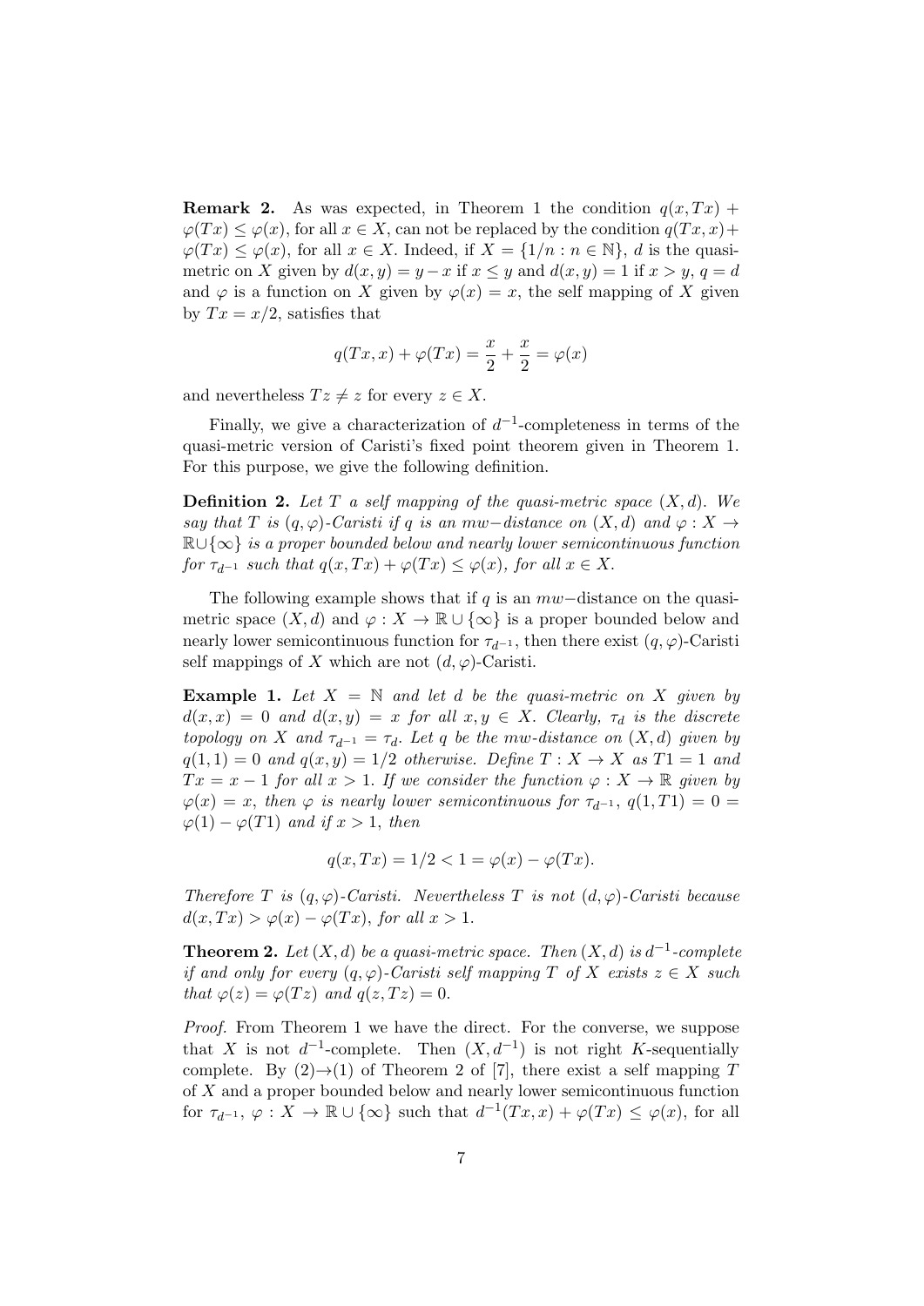**Remark 2.** As was expected, in Theorem 1 the condition $q(x, Tx) + \varphi(Tx) \leq \varphi(x)$, for all $x \in X$, can not be replaced by the condition $q(Tx, x) + \varphi(Tx) \leq \varphi(x)$, for all $x \in X$. Indeed, if $X = \{1/n : n \in \mathbb{N}\}$, $d$ is the quasi-metric on $X$ given by $d(x, y) = y - x$ if $x \leq y$ and $d(x, y) = 1$ if $x > y$, $q = d$ and $\varphi$ is a function on $X$ given by $\varphi(x) = x$, the self mapping of $X$ given by $Tx = x/2$, satisfies that

$$q(Tx, x) + \varphi(Tx) = \frac{x}{2} + \frac{x}{2} = \varphi(x)$$

and nevertheless $Tz \neq z$ for every $z \in X$.

Finally, we give a characterization of $d^{-1}$-completeness in terms of the quasi-metric version of Caristi's fixed point theorem given in Theorem 1. For this purpose, we give the following definition.

**Definition 2.** *Let $T$ a self mapping of the quasi-metric space $(X, d)$. We say that $T$ is $(q, \varphi)$-Caristi if $q$ is an $mw-$distance on $(X, d)$ and $\varphi : X \to \mathbb{R} \cup \{\infty\}$ is a proper bounded below and nearly lower semicontinuous function for $\tau_{d^{-1}}$ such that $q(x, Tx) + \varphi(Tx) \leq \varphi(x)$, for all $x \in X$.*

The following example shows that if $q$ is an $mw-$distance on the quasi-metric space $(X, d)$ and $\varphi : X \to \mathbb{R} \cup \{\infty\}$ is a proper bounded below and nearly lower semicontinuous function for $\tau_{d^{-1}}$, then there exist $(q, \varphi)$-Caristi self mappings of $X$ which are not $(d, \varphi)$-Caristi.

**Example 1.** *Let $X = \mathbb{N}$ and let $d$ be the quasi-metric on $X$ given by $d(x, x) = 0$ and $d(x, y) = x$ for all $x, y \in X$. Clearly, $\tau_d$ is the discrete topology on $X$ and $\tau_{d^{-1}} = \tau_d$. Let $q$ be the mw-distance on $(X, d)$ given by $q(1, 1) = 0$ and $q(x, y) = 1/2$ otherwise. Define $T : X \to X$ as $T1 = 1$ and $Tx = x - 1$ for all $x > 1$. If we consider the function $\varphi : X \to \mathbb{R}$ given by $\varphi(x) = x$, then $\varphi$ is nearly lower semicontinuous for $\tau_{d^{-1}}$, $q(1, T1) = 0 = \varphi(1) - \varphi(T1)$ and if $x > 1$, then*

$$q(x, Tx) = 1/2 < 1 = \varphi(x) - \varphi(Tx).$$

*Therefore $T$ is $(q, \varphi)$-Caristi. Nevertheless $T$ is not $(d, \varphi)$-Caristi because $d(x, Tx) > \varphi(x) - \varphi(Tx)$, for all $x > 1$.*

**Theorem 2.** *Let $(X, d)$ be a quasi-metric space. Then $(X, d)$ is $d^{-1}$-complete if and only for every $(q, \varphi)$-Caristi self mapping $T$ of $X$ exists $z \in X$ such that $\varphi(z) = \varphi(Tz)$ and $q(z, Tz) = 0$.*

*Proof.* From Theorem 1 we have the direct. For the converse, we suppose that $X$ is not $d^{-1}$-complete. Then $(X, d^{-1})$ is not right $K$-sequentially complete. By (2)$\to$(1) of Theorem 2 of [7], there exist a self mapping $T$ of $X$ and a proper bounded below and nearly lower semicontinuous function for $\tau_{d^{-1}}$, $\varphi : X \to \mathbb{R} \cup \{\infty\}$ such that $d^{-1}(Tx, x) + \varphi(Tx) \leq \varphi(x)$, for all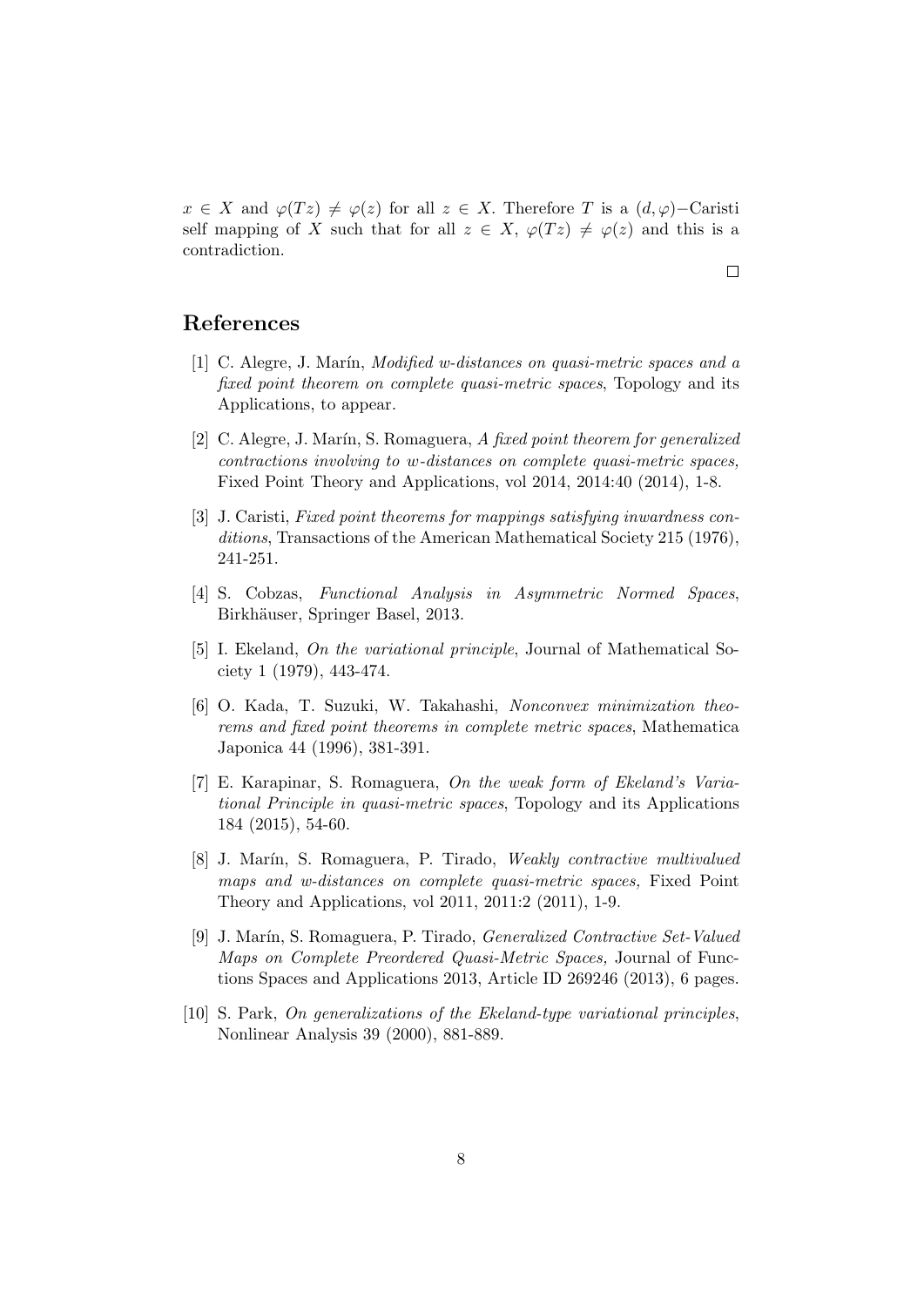$x \in X$ and $\varphi(Tz) \neq \varphi(z)$ for all $z \in X$. Therefore $T$ is a $(d, \varphi)-$Caristi self mapping of $X$ such that for all $z \in X$, $\varphi(Tz) \neq \varphi(z)$ and this is a contradiction.

$\square$

## References

[1] C. Alegre, J. Marín, *Modified w-distances on quasi-metric spaces and a fixed point theorem on complete quasi-metric spaces*, Topology and its Applications, to appear.

[2] C. Alegre, J. Marín, S. Romaguera, *A fixed point theorem for generalized contractions involving to w-distances on complete quasi-metric spaces,* Fixed Point Theory and Applications, vol 2014, 2014:40 (2014), 1-8.

[3] J. Caristi, *Fixed point theorems for mappings satisfying inwardness conditions*, Transactions of the American Mathematical Society 215 (1976), 241-251.

[4] S. Cobzas, *Functional Analysis in Asymmetric Normed Spaces*, Birkhäuser, Springer Basel, 2013.

[5] I. Ekeland, *On the variational principle*, Journal of Mathematical Society 1 (1979), 443-474.

[6] O. Kada, T. Suzuki, W. Takahashi, *Nonconvex minimization theorems and fixed point theorems in complete metric spaces*, Mathematica Japonica 44 (1996), 381-391.

[7] E. Karapinar, S. Romaguera, *On the weak form of Ekeland's Variational Principle in quasi-metric spaces*, Topology and its Applications 184 (2015), 54-60.

[8] J. Marín, S. Romaguera, P. Tirado, *Weakly contractive multivalued maps and w-distances on complete quasi-metric spaces,* Fixed Point Theory and Applications, vol 2011, 2011:2 (2011), 1-9.

[9] J. Marín, S. Romaguera, P. Tirado, *Generalized Contractive Set-Valued Maps on Complete Preordered Quasi-Metric Spaces,* Journal of Functions Spaces and Applications 2013, Article ID 269246 (2013), 6 pages.

[10] S. Park, *On generalizations of the Ekeland-type variational principles*, Nonlinear Analysis 39 (2000), 881-889.